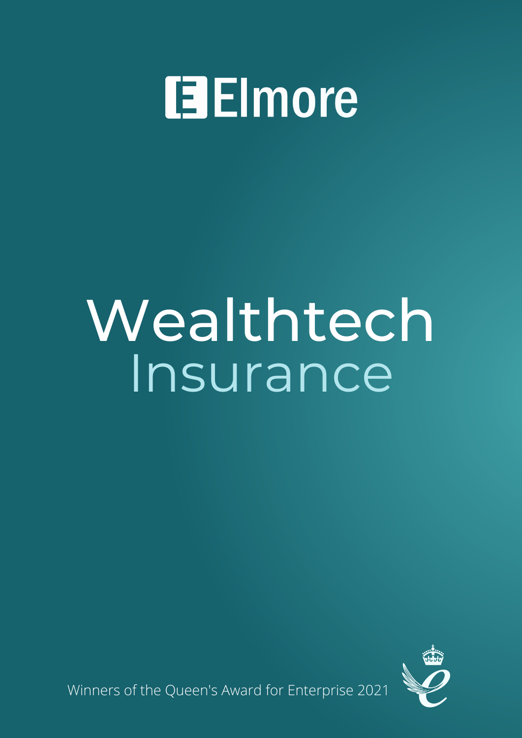# Elmore

# Wealthtech

## Insurance

Winners of the Queen's Award for Enterprise 2021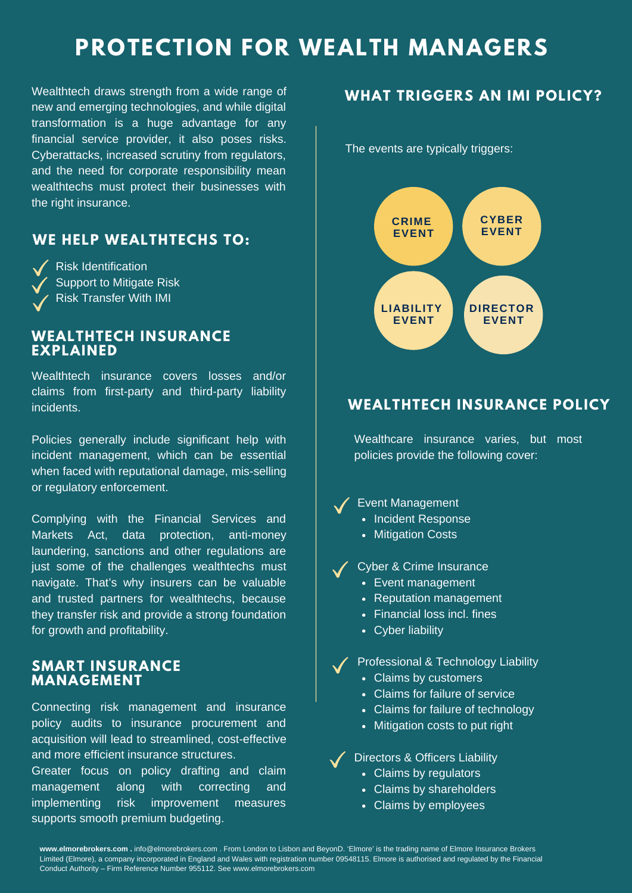# PROTECTION FOR WEALTH MANAGERS

Wealthtech draws strength from a wide range of new and emerging technologies, and while digital transformation is a huge advantage for any financial service provider, it also poses risks. Cyberattacks, increased scrutiny from regulators, and the need for corporate responsibility mean wealthtechs must protect their businesses with the right insurance.

## WE HELP WEALTHTECHS TO:

- Risk Identification
- Support to Mitigate Risk
- Risk Transfer With IMI

## WEALTHTECH INSURANCE EXPLAINED

Wealthtech insurance covers losses and/or claims from first-party and third-party liability incidents.

Policies generally include significant help with incident management, which can be essential when faced with reputational damage, mis-selling or regulatory enforcement.

Complying with the Financial Services and Markets Act, data protection, anti-money laundering, sanctions and other regulations are just some of the challenges wealthtechs must navigate. That's why insurers can be valuable and trusted partners for wealthtechs, because they transfer risk and provide a strong foundation for growth and profitability.

## SMART INSURANCE MANAGEMENT

Connecting risk management and insurance policy audits to insurance procurement and acquisition will lead to streamlined, cost-effective and more efficient insurance structures.
Greater focus on policy drafting and claim management along with correcting and implementing risk improvement measures supports smooth premium budgeting.

## WHAT TRIGGERS AN IMI POLICY?

The events are typically triggers:

CRIME EVENT

CYBER EVENT

LIABILITY EVENT

DIRECTOR EVENT

## WEALTHTECH INSURANCE POLICY

Wealthcare insurance varies, but most policies provide the following cover:

- Event Management
  - Incident Response
  - Mitigation Costs
- Cyber & Crime Insurance
  - Event management
  - Reputation management
  - Financial loss incl. fines
  - Cyber liability
- Professional & Technology Liability
  - Claims by customers
  - Claims for failure of service
  - Claims for failure of technology
  - Mitigation costs to put right
- Directors & Officers Liability
  - Claims by regulators
  - Claims by shareholders
  - Claims by employees

**www.elmorebrokers.com .** info@elmorebrokers.com . From London to Lisbon and BeyonD. 'Elmore' is the trading name of Elmore Insurance Brokers Limited (Elmore), a company incorporated in England and Wales with registration number 09548115. Elmore is authorised and regulated by the Financial Conduct Authority – Firm Reference Number 955112. See www.elmorebrokers.com